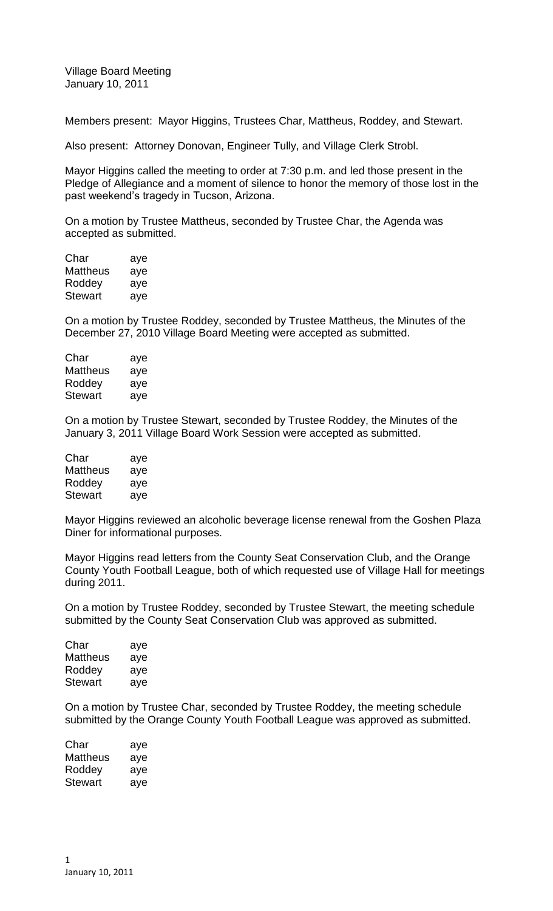Village Board Meeting
January 10, 2011

Members present: Mayor Higgins, Trustees Char, Mattheus, Roddey, and Stewart.

Also present: Attorney Donovan, Engineer Tully, and Village Clerk Strobl.

Mayor Higgins called the meeting to order at 7:30 p.m. and led those present in the Pledge of Allegiance and a moment of silence to honor the memory of those lost in the past weekend's tragedy in Tucson, Arizona.

On a motion by Trustee Mattheus, seconded by Trustee Char, the Agenda was accepted as submitted.

| | |
|---|---|
| Char | aye |
| Mattheus | aye |
| Roddey | aye |
| Stewart | aye |

On a motion by Trustee Roddey, seconded by Trustee Mattheus, the Minutes of the December 27, 2010 Village Board Meeting were accepted as submitted.

| | |
|---|---|
| Char | aye |
| Mattheus | aye |
| Roddey | aye |
| Stewart | aye |

On a motion by Trustee Stewart, seconded by Trustee Roddey, the Minutes of the January 3, 2011 Village Board Work Session were accepted as submitted.

| | |
|---|---|
| Char | aye |
| Mattheus | aye |
| Roddey | aye |
| Stewart | aye |

Mayor Higgins reviewed an alcoholic beverage license renewal from the Goshen Plaza Diner for informational purposes.

Mayor Higgins read letters from the County Seat Conservation Club, and the Orange County Youth Football League, both of which requested use of Village Hall for meetings during 2011.

On a motion by Trustee Roddey, seconded by Trustee Stewart, the meeting schedule submitted by the County Seat Conservation Club was approved as submitted.

| | |
|---|---|
| Char | aye |
| Mattheus | aye |
| Roddey | aye |
| Stewart | aye |

On a motion by Trustee Char, seconded by Trustee Roddey, the meeting schedule submitted by the Orange County Youth Football League was approved as submitted.

| | |
|---|---|
| Char | aye |
| Mattheus | aye |
| Roddey | aye |
| Stewart | aye |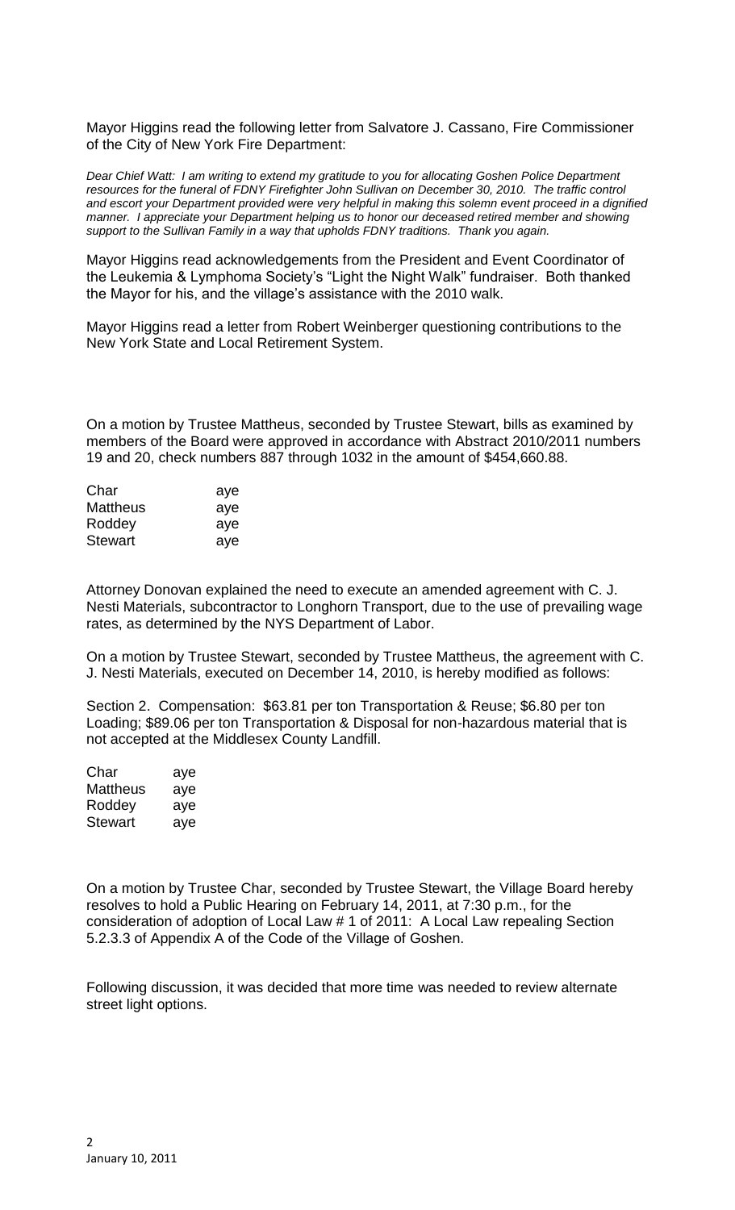Mayor Higgins read the following letter from Salvatore J. Cassano, Fire Commissioner of the City of New York Fire Department:

*Dear Chief Watt: I am writing to extend my gratitude to you for allocating Goshen Police Department resources for the funeral of FDNY Firefighter John Sullivan on December 30, 2010. The traffic control and escort your Department provided were very helpful in making this solemn event proceed in a dignified manner. I appreciate your Department helping us to honor our deceased retired member and showing support to the Sullivan Family in a way that upholds FDNY traditions. Thank you again.*

Mayor Higgins read acknowledgements from the President and Event Coordinator of the Leukemia & Lymphoma Society's "Light the Night Walk" fundraiser. Both thanked the Mayor for his, and the village's assistance with the 2010 walk.

Mayor Higgins read a letter from Robert Weinberger questioning contributions to the New York State and Local Retirement System.

On a motion by Trustee Mattheus, seconded by Trustee Stewart, bills as examined by members of the Board were approved in accordance with Abstract 2010/2011 numbers 19 and 20, check numbers 887 through 1032 in the amount of $454,660.88.

| | |
|---|---|
| Char | aye |
| Mattheus | aye |
| Roddey | aye |
| Stewart | aye |

Attorney Donovan explained the need to execute an amended agreement with C. J. Nesti Materials, subcontractor to Longhorn Transport, due to the use of prevailing wage rates, as determined by the NYS Department of Labor.

On a motion by Trustee Stewart, seconded by Trustee Mattheus, the agreement with C. J. Nesti Materials, executed on December 14, 2010, is hereby modified as follows:

Section 2. Compensation: $63.81 per ton Transportation & Reuse; $6.80 per ton Loading; $89.06 per ton Transportation & Disposal for non-hazardous material that is not accepted at the Middlesex County Landfill.

| | |
|---|---|
| Char | aye |
| Mattheus | aye |
| Roddey | aye |
| Stewart | aye |

On a motion by Trustee Char, seconded by Trustee Stewart, the Village Board hereby resolves to hold a Public Hearing on February 14, 2011, at 7:30 p.m., for the consideration of adoption of Local Law # 1 of 2011: A Local Law repealing Section 5.2.3.3 of Appendix A of the Code of the Village of Goshen.

Following discussion, it was decided that more time was needed to review alternate street light options.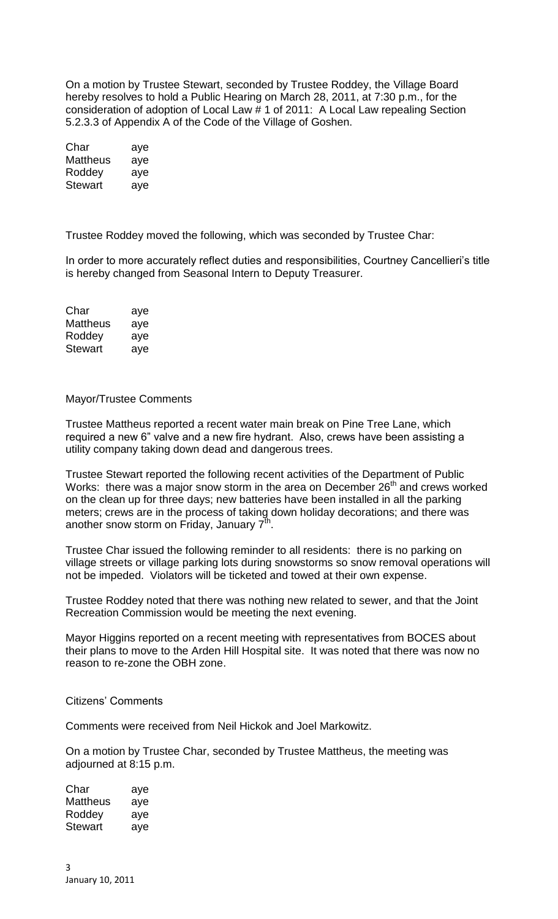On a motion by Trustee Stewart, seconded by Trustee Roddey, the Village Board hereby resolves to hold a Public Hearing on March 28, 2011, at 7:30 p.m., for the consideration of adoption of Local Law # 1 of 2011: A Local Law repealing Section 5.2.3.3 of Appendix A of the Code of the Village of Goshen.

| | |
|---|---|
| Char | aye |
| Mattheus | aye |
| Roddey | aye |
| Stewart | aye |

Trustee Roddey moved the following, which was seconded by Trustee Char:

In order to more accurately reflect duties and responsibilities, Courtney Cancellieri's title is hereby changed from Seasonal Intern to Deputy Treasurer.

| | |
|---|---|
| Char | aye |
| Mattheus | aye |
| Roddey | aye |
| Stewart | aye |

Mayor/Trustee Comments

Trustee Mattheus reported a recent water main break on Pine Tree Lane, which required a new 6" valve and a new fire hydrant. Also, crews have been assisting a utility company taking down dead and dangerous trees.

Trustee Stewart reported the following recent activities of the Department of Public Works: there was a major snow storm in the area on December 26th and crews worked on the clean up for three days; new batteries have been installed in all the parking meters; crews are in the process of taking down holiday decorations; and there was another snow storm on Friday, January 7th.

Trustee Char issued the following reminder to all residents: there is no parking on village streets or village parking lots during snowstorms so snow removal operations will not be impeded. Violators will be ticketed and towed at their own expense.

Trustee Roddey noted that there was nothing new related to sewer, and that the Joint Recreation Commission would be meeting the next evening.

Mayor Higgins reported on a recent meeting with representatives from BOCES about their plans to move to the Arden Hill Hospital site. It was noted that there was now no reason to re-zone the OBH zone.

Citizens' Comments

Comments were received from Neil Hickok and Joel Markowitz.

On a motion by Trustee Char, seconded by Trustee Mattheus, the meeting was adjourned at 8:15 p.m.

| | |
|---|---|
| Char | aye |
| Mattheus | aye |
| Roddey | aye |
| Stewart | aye |

January 10, 2011